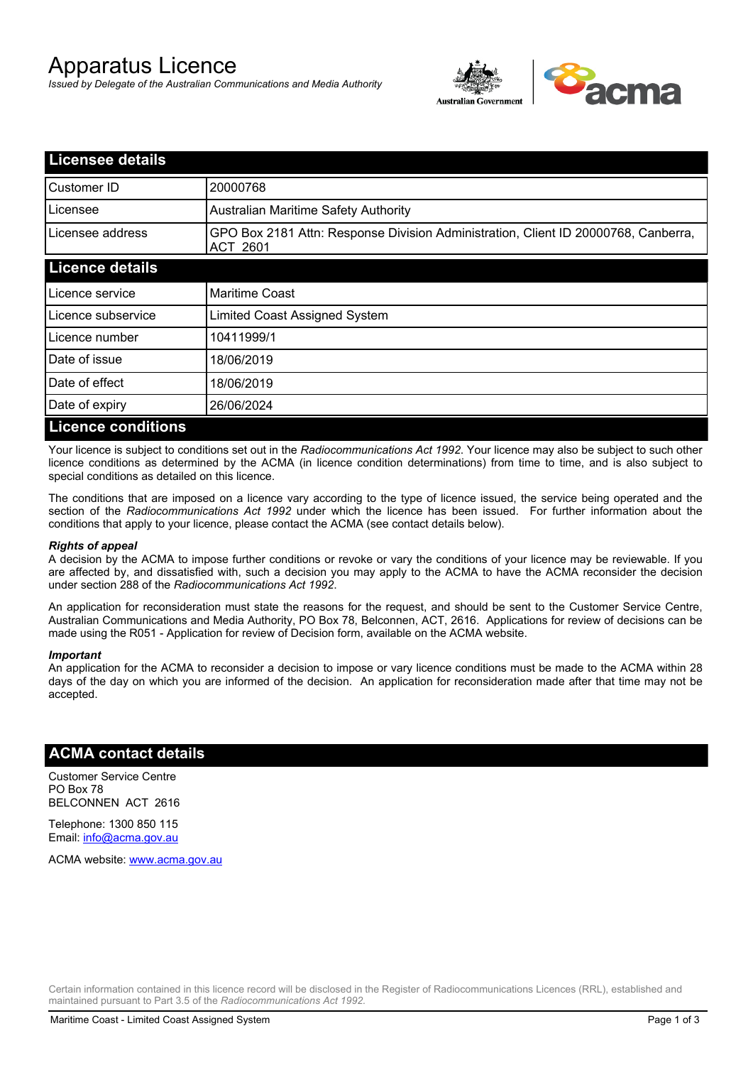# Apparatus Licence

*Issued by Delegate of the Australian Communications and Media Authority*

## Licensee details

| | |
|---|---|
| Customer ID | 20000768 |
| Licensee | Australian Maritime Safety Authority |
| Licensee address | GPO Box 2181 Attn: Response Division Administration, Client ID 20000768, Canberra, ACT 2601 |

## Licence details

| | |
|---|---|
| Licence service | Maritime Coast |
| Licence subservice | Limited Coast Assigned System |
| Licence number | 10411999/1 |
| Date of issue | 18/06/2019 |
| Date of effect | 18/06/2019 |
| Date of expiry | 26/06/2024 |

## Licence conditions

Your licence is subject to conditions set out in the *Radiocommunications Act 1992*. Your licence may also be subject to such other licence conditions as determined by the ACMA (in licence condition determinations) from time to time, and is also subject to special conditions as detailed on this licence.

The conditions that are imposed on a licence vary according to the type of licence issued, the service being operated and the section of the *Radiocommunications Act 1992* under which the licence has been issued. For further information about the conditions that apply to your licence, please contact the ACMA (see contact details below).

***Rights of appeal***

A decision by the ACMA to impose further conditions or revoke or vary the conditions of your licence may be reviewable. If you are affected by, and dissatisfied with, such a decision you may apply to the ACMA to have the ACMA reconsider the decision under section 288 of the *Radiocommunications Act 1992*.

An application for reconsideration must state the reasons for the request, and should be sent to the Customer Service Centre, Australian Communications and Media Authority, PO Box 78, Belconnen, ACT, 2616. Applications for review of decisions can be made using the R051 - Application for review of Decision form, available on the ACMA website.

***Important***

An application for the ACMA to reconsider a decision to impose or vary licence conditions must be made to the ACMA within 28 days of the day on which you are informed of the decision. An application for reconsideration made after that time may not be accepted.

## ACMA contact details

Customer Service Centre
PO Box 78
BELCONNEN ACT 2616

Telephone: 1300 850 115
Email: info@acma.gov.au

ACMA website: www.acma.gov.au

Certain information contained in this licence record will be disclosed in the Register of Radiocommunications Licences (RRL), established and maintained pursuant to Part 3.5 of the *Radiocommunications Act 1992.*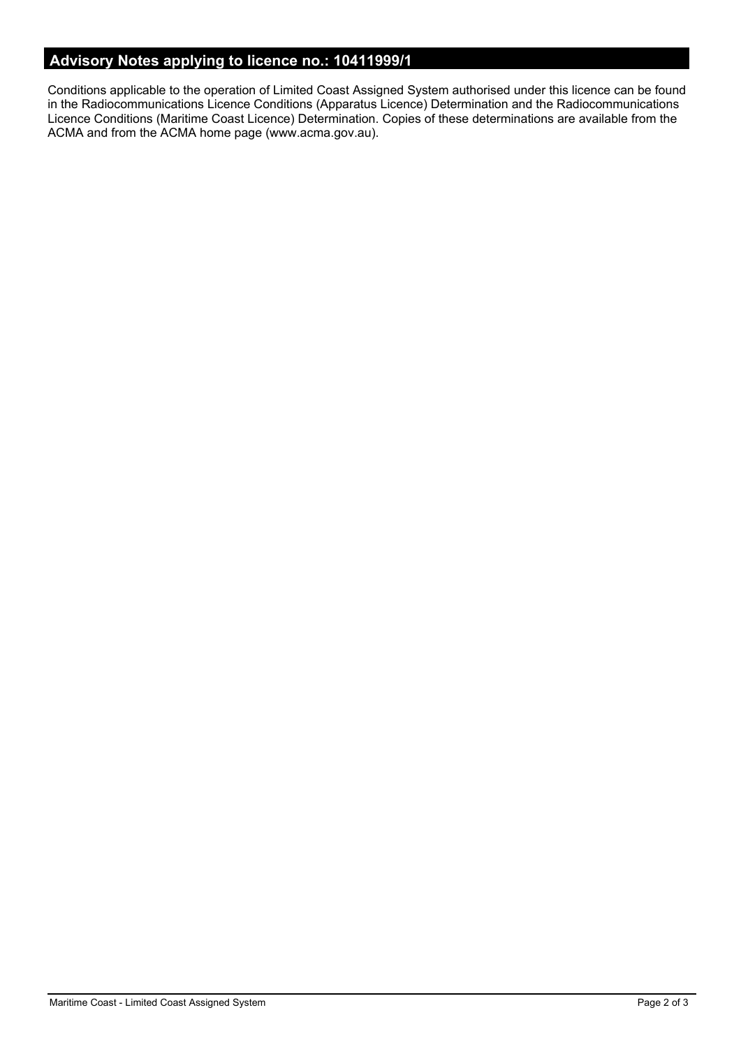## Advisory Notes applying to licence no.: 10411999/1

Conditions applicable to the operation of Limited Coast Assigned System authorised under this licence can be found in the Radiocommunications Licence Conditions (Apparatus Licence) Determination and the Radiocommunications Licence Conditions (Maritime Coast Licence) Determination. Copies of these determinations are available from the ACMA and from the ACMA home page (www.acma.gov.au).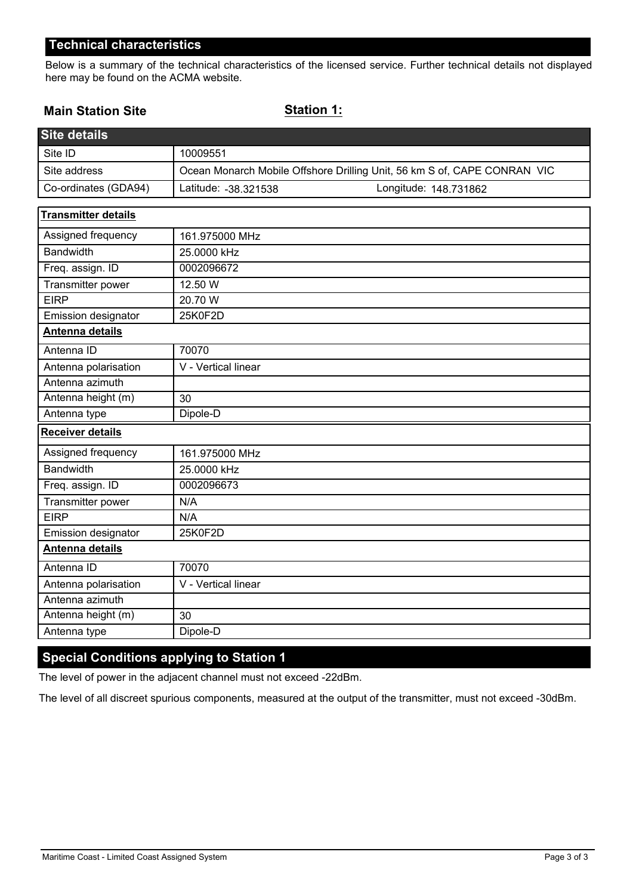## Technical characteristics

Below is a summary of the technical characteristics of the licensed service. Further technical details not displayed here may be found on the ACMA website.

**Main Station Site** **Station 1:**

| Site details | |
|---|---|
| Site ID | 10009551 |
| Site address | Ocean Monarch Mobile Offshore Drilling Unit, 56 km S of, CAPE CONRAN VIC |
| Co-ordinates (GDA94) | Latitude: -38.321538 Longitude: 148.731862 |

| Transmitter details | |
|---|---|
| Assigned frequency | 161.975000 MHz |
| Bandwidth | 25.0000 kHz |
| Freq. assign. ID | 0002096672 |
| Transmitter power | 12.50 W |
| EIRP | 20.70 W |
| Emission designator | 25K0F2D |
| **Antenna details** | |
| Antenna ID | 70070 |
| Antenna polarisation | V - Vertical linear |
| Antenna azimuth | |
| Antenna height (m) | 30 |
| Antenna type | Dipole-D |

| Receiver details | |
|---|---|
| Assigned frequency | 161.975000 MHz |
| Bandwidth | 25.0000 kHz |
| Freq. assign. ID | 0002096673 |
| Transmitter power | N/A |
| EIRP | N/A |
| Emission designator | 25K0F2D |
| **Antenna details** | |
| Antenna ID | 70070 |
| Antenna polarisation | V - Vertical linear |
| Antenna azimuth | |
| Antenna height (m) | 30 |
| Antenna type | Dipole-D |

## Special Conditions applying to Station 1

The level of power in the adjacent channel must not exceed -22dBm.

The level of all discreet spurious components, measured at the output of the transmitter, must not exceed -30dBm.